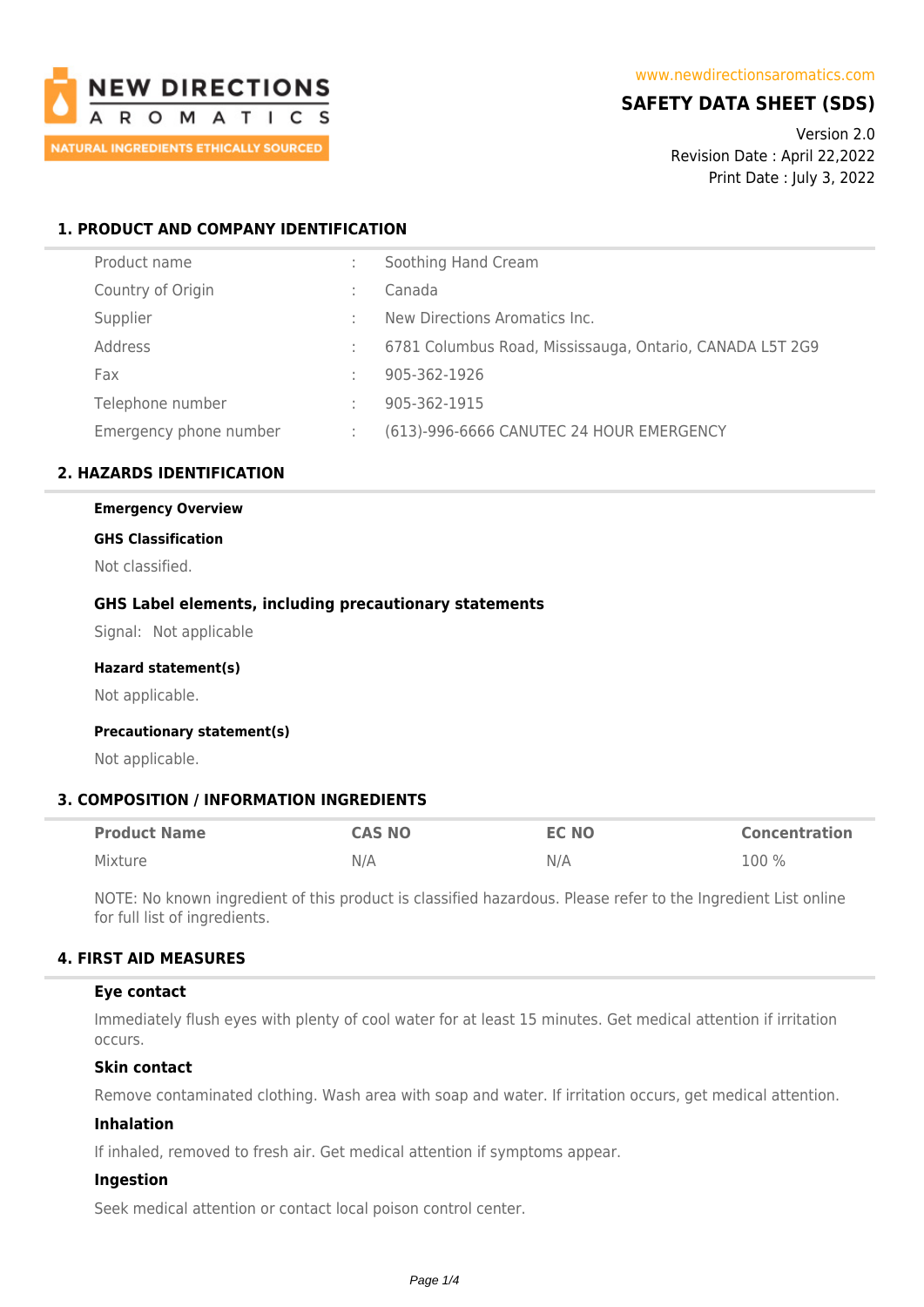NEW DIRECTIONS AROMATICS

NATURAL INGREDIENTS ETHICALLY SOURCED

www.newdirectionsaromatics.com

# SAFETY DATA SHEET (SDS)

Version 2.0
Revision Date : April 22,2022
Print Date : July 3, 2022

## 1. PRODUCT AND COMPANY IDENTIFICATION

| | | |
|---|---|---|
| Product name | : | Soothing Hand Cream |
| Country of Origin | : | Canada |
| Supplier | : | New Directions Aromatics Inc. |
| Address | : | 6781 Columbus Road, Mississauga, Ontario, CANADA L5T 2G9 |
| Fax | : | 905-362-1926 |
| Telephone number | : | 905-362-1915 |
| Emergency phone number | : | (613)-996-6666 CANUTEC 24 HOUR EMERGENCY |

## 2. HAZARDS IDENTIFICATION

**Emergency Overview**

**GHS Classification**

Not classified.

### GHS Label elements, including precautionary statements

Signal: Not applicable

**Hazard statement(s)**

Not applicable.

**Precautionary statement(s)**

Not applicable.

## 3. COMPOSITION / INFORMATION INGREDIENTS

| Product Name | CAS NO | EC NO | Concentration |
|---|---|---|---|
| Mixture | N/A | N/A | 100 % |

NOTE: No known ingredient of this product is classified hazardous. Please refer to the Ingredient List online for full list of ingredients.

## 4. FIRST AID MEASURES

### Eye contact

Immediately flush eyes with plenty of cool water for at least 15 minutes. Get medical attention if irritation occurs.

### Skin contact

Remove contaminated clothing. Wash area with soap and water. If irritation occurs, get medical attention.

### Inhalation

If inhaled, removed to fresh air. Get medical attention if symptoms appear.

### Ingestion

Seek medical attention or contact local poison control center.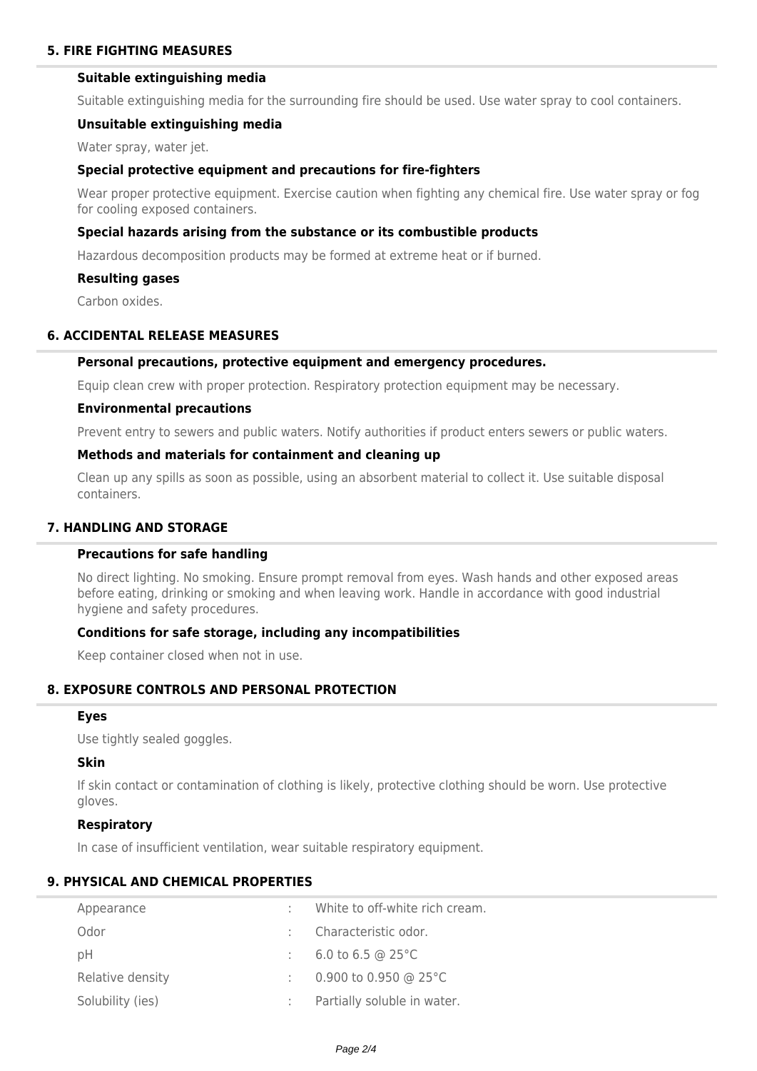## 5. FIRE FIGHTING MEASURES

### Suitable extinguishing media

Suitable extinguishing media for the surrounding fire should be used. Use water spray to cool containers.

### Unsuitable extinguishing media

Water spray, water jet.

### Special protective equipment and precautions for fire-fighters

Wear proper protective equipment. Exercise caution when fighting any chemical fire. Use water spray or fog for cooling exposed containers.

### Special hazards arising from the substance or its combustible products

Hazardous decomposition products may be formed at extreme heat or if burned.

### Resulting gases

Carbon oxides.

## 6. ACCIDENTAL RELEASE MEASURES

### Personal precautions, protective equipment and emergency procedures.

Equip clean crew with proper protection. Respiratory protection equipment may be necessary.

### Environmental precautions

Prevent entry to sewers and public waters. Notify authorities if product enters sewers or public waters.

### Methods and materials for containment and cleaning up

Clean up any spills as soon as possible, using an absorbent material to collect it. Use suitable disposal containers.

## 7. HANDLING AND STORAGE

### Precautions for safe handling

No direct lighting. No smoking. Ensure prompt removal from eyes. Wash hands and other exposed areas before eating, drinking or smoking and when leaving work. Handle in accordance with good industrial hygiene and safety procedures.

### Conditions for safe storage, including any incompatibilities

Keep container closed when not in use.

## 8. EXPOSURE CONTROLS AND PERSONAL PROTECTION

### Eyes

Use tightly sealed goggles.

### Skin

If skin contact or contamination of clothing is likely, protective clothing should be worn. Use protective gloves.

### Respiratory

In case of insufficient ventilation, wear suitable respiratory equipment.

## 9. PHYSICAL AND CHEMICAL PROPERTIES

| | | |
|---|---|---|
| Appearance | : | White to off-white rich cream. |
| Odor | : | Characteristic odor. |
| pH | : | 6.0 to 6.5 @ 25°C |
| Relative density | : | 0.900 to 0.950 @ 25°C |
| Solubility (ies) | : | Partially soluble in water. |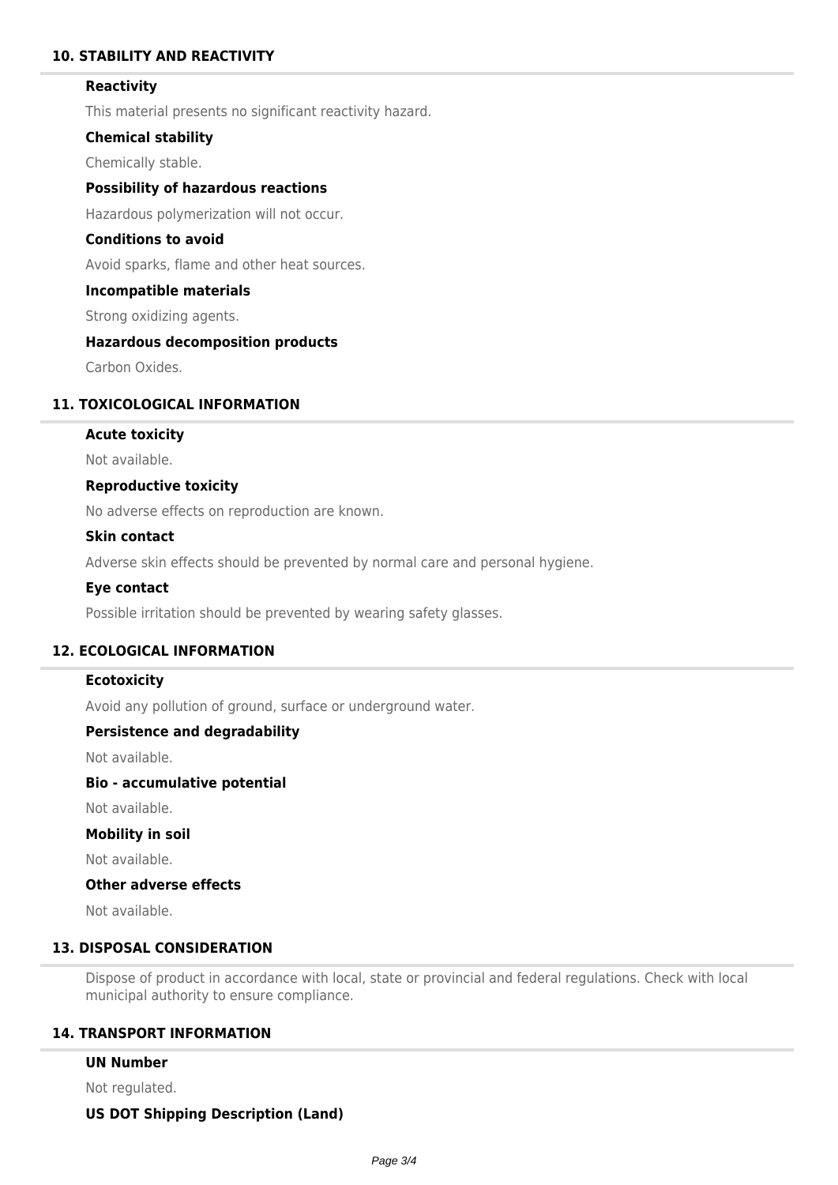## 10. STABILITY AND REACTIVITY

### Reactivity

This material presents no significant reactivity hazard.

### Chemical stability

Chemically stable.

### Possibility of hazardous reactions

Hazardous polymerization will not occur.

### Conditions to avoid

Avoid sparks, flame and other heat sources.

### Incompatible materials

Strong oxidizing agents.

### Hazardous decomposition products

Carbon Oxides.

## 11. TOXICOLOGICAL INFORMATION

### Acute toxicity

Not available.

### Reproductive toxicity

No adverse effects on reproduction are known.

### Skin contact

Adverse skin effects should be prevented by normal care and personal hygiene.

### Eye contact

Possible irritation should be prevented by wearing safety glasses.

## 12. ECOLOGICAL INFORMATION

### Ecotoxicity

Avoid any pollution of ground, surface or underground water.

### Persistence and degradability

Not available.

### Bio - accumulative potential

Not available.

### Mobility in soil

Not available.

### Other adverse effects

Not available.

## 13. DISPOSAL CONSIDERATION

Dispose of product in accordance with local, state or provincial and federal regulations. Check with local municipal authority to ensure compliance.

## 14. TRANSPORT INFORMATION

### UN Number

Not regulated.

### US DOT Shipping Description (Land)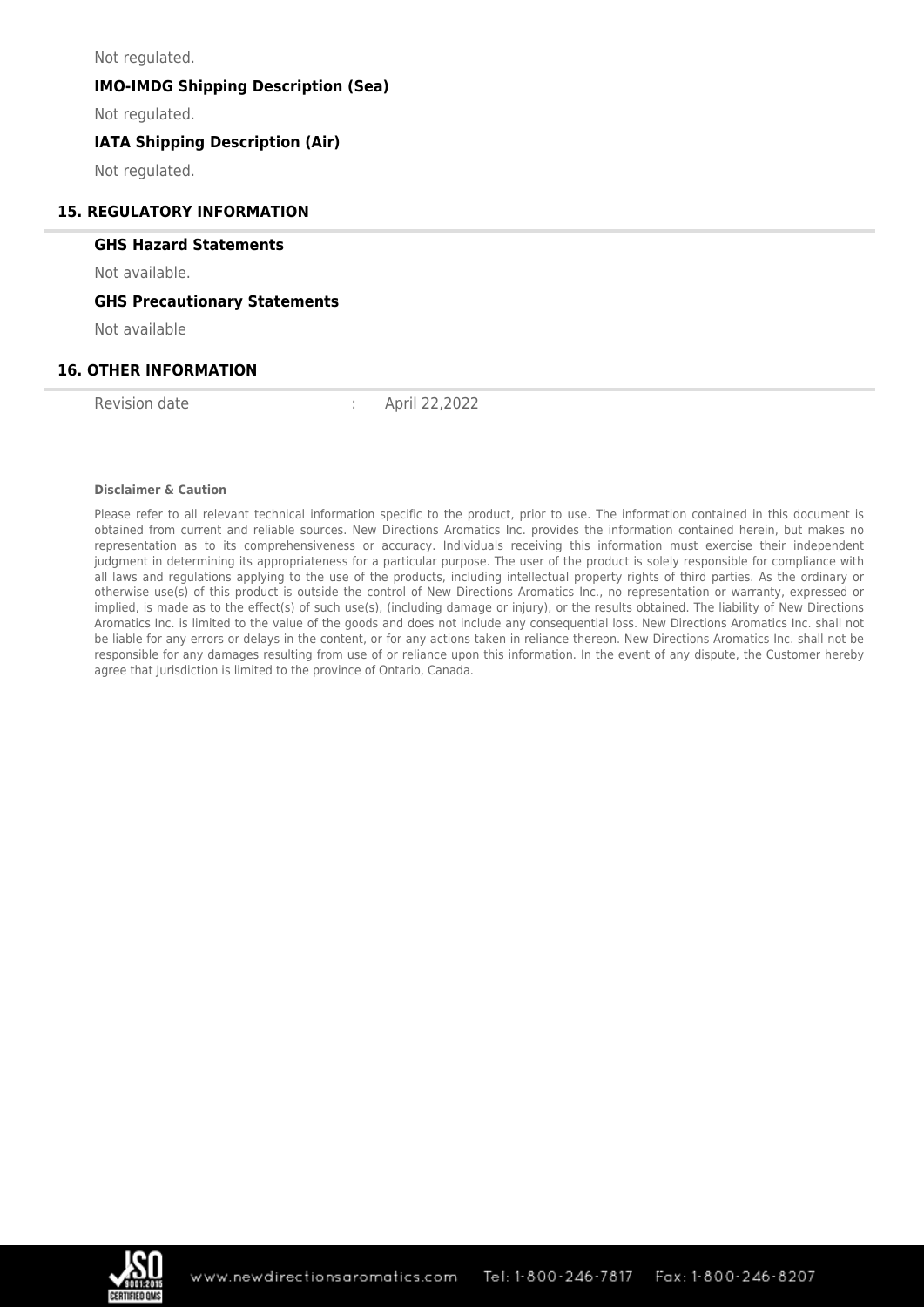Not regulated.

### IMO-IMDG Shipping Description (Sea)

Not regulated.

### IATA Shipping Description (Air)

Not regulated.

## 15. REGULATORY INFORMATION

### GHS Hazard Statements

Not available.

### GHS Precautionary Statements

Not available

## 16. OTHER INFORMATION

Revision date : April 22,2022

**Disclaimer & Caution**

Please refer to all relevant technical information specific to the product, prior to use. The information contained in this document is obtained from current and reliable sources. New Directions Aromatics Inc. provides the information contained herein, but makes no representation as to its comprehensiveness or accuracy. Individuals receiving this information must exercise their independent judgment in determining its appropriateness for a particular purpose. The user of the product is solely responsible for compliance with all laws and regulations applying to the use of the products, including intellectual property rights of third parties. As the ordinary or otherwise use(s) of this product is outside the control of New Directions Aromatics Inc., no representation or warranty, expressed or implied, is made as to the effect(s) of such use(s), (including damage or injury), or the results obtained. The liability of New Directions Aromatics Inc. is limited to the value of the goods and does not include any consequential loss. New Directions Aromatics Inc. shall not be liable for any errors or delays in the content, or for any actions taken in reliance thereon. New Directions Aromatics Inc. shall not be responsible for any damages resulting from use of or reliance upon this information. In the event of any dispute, the Customer hereby agree that Jurisdiction is limited to the province of Ontario, Canada.